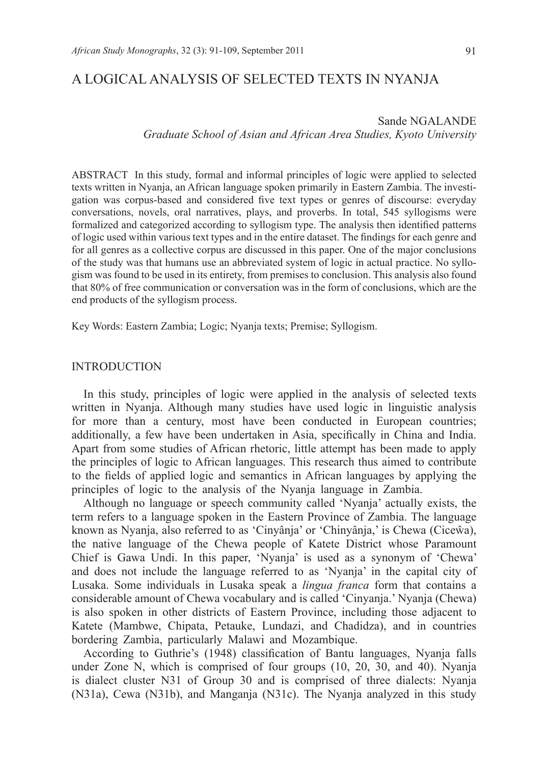# A LOGICAL ANALYSIS OF SELECTED TEXTS IN NYANJA

Sande NGALANDE
*Graduate School of Asian and African Area Studies, Kyoto University*

ABSTRACT In this study, formal and informal principles of logic were applied to selected texts written in Nyanja, an African language spoken primarily in Eastern Zambia. The investigation was corpus-based and considered five text types or genres of discourse: everyday conversations, novels, oral narratives, plays, and proverbs. In total, 545 syllogisms were formalized and categorized according to syllogism type. The analysis then identified patterns of logic used within various text types and in the entire dataset. The findings for each genre and for all genres as a collective corpus are discussed in this paper. One of the major conclusions of the study was that humans use an abbreviated system of logic in actual practice. No syllogism was found to be used in its entirety, from premises to conclusion. This analysis also found that 80% of free communication or conversation was in the form of conclusions, which are the end products of the syllogism process.

Key Words: Eastern Zambia; Logic; Nyanja texts; Premise; Syllogism.

## INTRODUCTION

In this study, principles of logic were applied in the analysis of selected texts written in Nyanja. Although many studies have used logic in linguistic analysis for more than a century, most have been conducted in European countries; additionally, a few have been undertaken in Asia, specifically in China and India. Apart from some studies of African rhetoric, little attempt has been made to apply the principles of logic to African languages. This research thus aimed to contribute to the fields of applied logic and semantics in African languages by applying the principles of logic to the analysis of the Nyanja language in Zambia.

Although no language or speech community called 'Nyanja' actually exists, the term refers to a language spoken in the Eastern Province of Zambia. The language known as Nyanja, also referred to as 'Cinyânja' or 'Chinyânja,' is Chewa (Cicewâ), the native language of the Chewa people of Katete District whose Paramount Chief is Gawa Undi. In this paper, 'Nyanja' is used as a synonym of 'Chewa' and does not include the language referred to as 'Nyanja' in the capital city of Lusaka. Some individuals in Lusaka speak a *lingua franca* form that contains a considerable amount of Chewa vocabulary and is called 'Cinyanja.' Nyanja (Chewa) is also spoken in other districts of Eastern Province, including those adjacent to Katete (Mambwe, Chipata, Petauke, Lundazi, and Chadidza), and in countries bordering Zambia, particularly Malawi and Mozambique.

According to Guthrie's (1948) classification of Bantu languages, Nyanja falls under Zone N, which is comprised of four groups (10, 20, 30, and 40). Nyanja is dialect cluster N31 of Group 30 and is comprised of three dialects: Nyanja (N31a), Cewa (N31b), and Manganja (N31c). The Nyanja analyzed in this study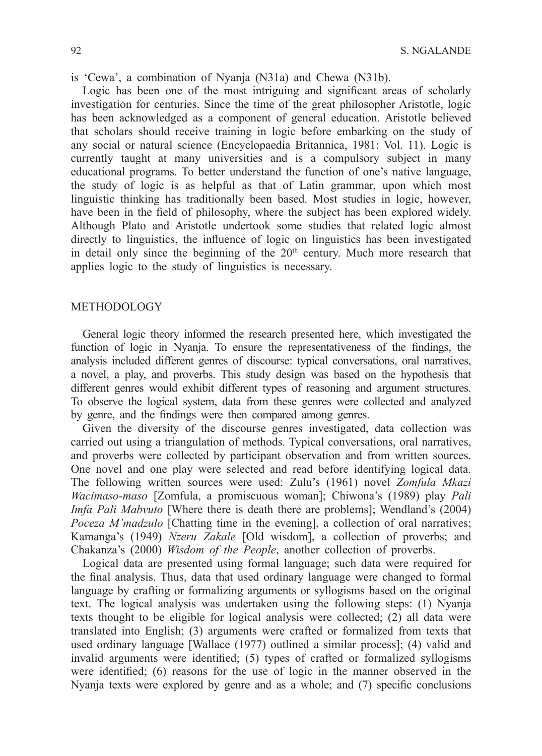is 'Cewa', a combination of Nyanja (N31a) and Chewa (N31b).

Logic has been one of the most intriguing and significant areas of scholarly investigation for centuries. Since the time of the great philosopher Aristotle, logic has been acknowledged as a component of general education. Aristotle believed that scholars should receive training in logic before embarking on the study of any social or natural science (Encyclopaedia Britannica, 1981: Vol. 11). Logic is currently taught at many universities and is a compulsory subject in many educational programs. To better understand the function of one's native language, the study of logic is as helpful as that of Latin grammar, upon which most linguistic thinking has traditionally been based. Most studies in logic, however, have been in the field of philosophy, where the subject has been explored widely. Although Plato and Aristotle undertook some studies that related logic almost directly to linguistics, the influence of logic on linguistics has been investigated in detail only since the beginning of the 20th century. Much more research that applies logic to the study of linguistics is necessary.

## METHODOLOGY

General logic theory informed the research presented here, which investigated the function of logic in Nyanja. To ensure the representativeness of the findings, the analysis included different genres of discourse: typical conversations, oral narratives, a novel, a play, and proverbs. This study design was based on the hypothesis that different genres would exhibit different types of reasoning and argument structures. To observe the logical system, data from these genres were collected and analyzed by genre, and the findings were then compared among genres.

Given the diversity of the discourse genres investigated, data collection was carried out using a triangulation of methods. Typical conversations, oral narratives, and proverbs were collected by participant observation and from written sources. One novel and one play were selected and read before identifying logical data. The following written sources were used: Zulu's (1961) novel *Zomfula Mkazi Wacimaso-maso* [Zomfula, a promiscuous woman]; Chiwona's (1989) play *Pali Imfa Pali Mabvuto* [Where there is death there are problems]; Wendland's (2004) *Poceza M'madzulo* [Chatting time in the evening], a collection of oral narratives; Kamanga's (1949) *Nzeru Zakale* [Old wisdom], a collection of proverbs; and Chakanza's (2000) *Wisdom of the People*, another collection of proverbs.

Logical data are presented using formal language; such data were required for the final analysis. Thus, data that used ordinary language were changed to formal language by crafting or formalizing arguments or syllogisms based on the original text. The logical analysis was undertaken using the following steps: (1) Nyanja texts thought to be eligible for logical analysis were collected; (2) all data were translated into English; (3) arguments were crafted or formalized from texts that used ordinary language [Wallace (1977) outlined a similar process]; (4) valid and invalid arguments were identified; (5) types of crafted or formalized syllogisms were identified; (6) reasons for the use of logic in the manner observed in the Nyanja texts were explored by genre and as a whole; and (7) specific conclusions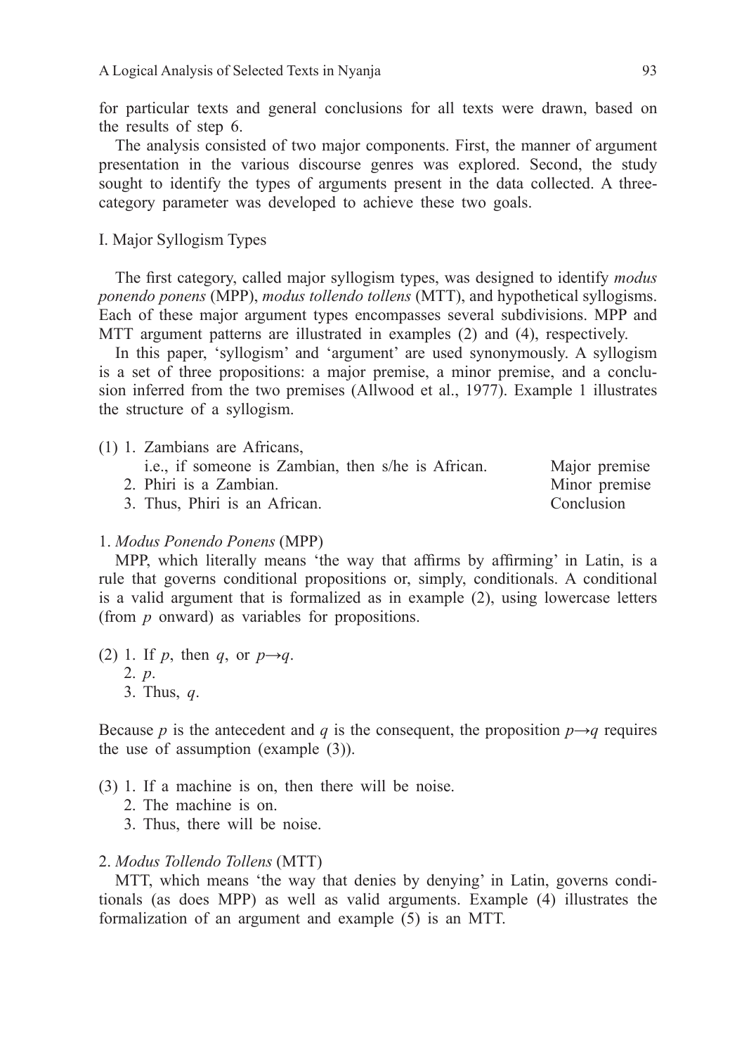for particular texts and general conclusions for all texts were drawn, based on the results of step 6.

The analysis consisted of two major components. First, the manner of argument presentation in the various discourse genres was explored. Second, the study sought to identify the types of arguments present in the data collected. A three-category parameter was developed to achieve these two goals.

## I. Major Syllogism Types

The first category, called major syllogism types, was designed to identify *modus ponendo ponens* (MPP), *modus tollendo tollens* (MTT), and hypothetical syllogisms. Each of these major argument types encompasses several subdivisions. MPP and MTT argument patterns are illustrated in examples (2) and (4), respectively.

In this paper, 'syllogism' and 'argument' are used synonymously. A syllogism is a set of three propositions: a major premise, a minor premise, and a conclusion inferred from the two premises (Allwood et al., 1977). Example 1 illustrates the structure of a syllogism.

(1) 1. Zambians are Africans,
   i.e., if someone is Zambian, then s/he is African. — Major premise
   2. Phiri is a Zambian. — Minor premise
   3. Thus, Phiri is an African. — Conclusion

### 1. *Modus Ponendo Ponens* (MPP)

MPP, which literally means 'the way that affirms by affirming' in Latin, is a rule that governs conditional propositions or, simply, conditionals. A conditional is a valid argument that is formalized as in example (2), using lowercase letters (from $p$ onward) as variables for propositions.

(2) 1. If $p$, then $q$, or $p \rightarrow q$.
   2. $p$.
   3. Thus, $q$.

Because $p$ is the antecedent and $q$ is the consequent, the proposition $p \rightarrow q$ requires the use of assumption (example (3)).

(3) 1. If a machine is on, then there will be noise.
   2. The machine is on.
   3. Thus, there will be noise.

### 2. *Modus Tollendo Tollens* (MTT)

MTT, which means 'the way that denies by denying' in Latin, governs conditionals (as does MPP) as well as valid arguments. Example (4) illustrates the formalization of an argument and example (5) is an MTT.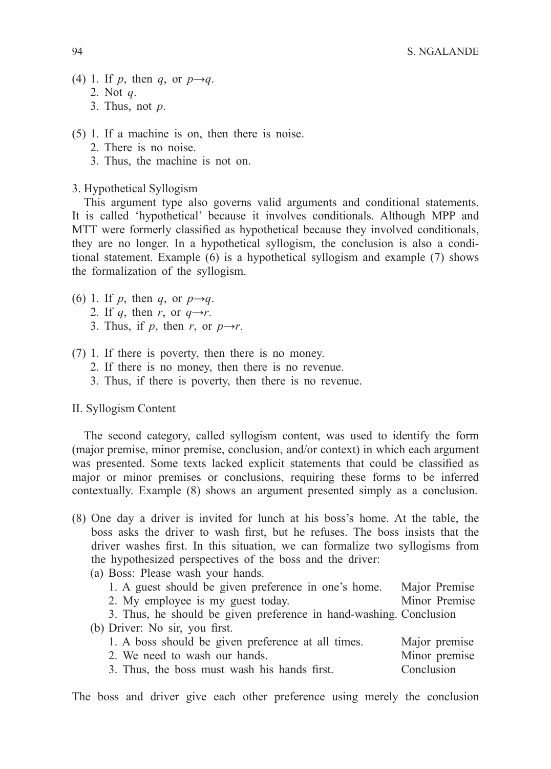(4) 1. If $p$, then $q$, or $p \rightarrow q$.
   2. Not $q$.
   3. Thus, not $p$.

(5) 1. If a machine is on, then there is noise.
   2. There is no noise.
   3. Thus, the machine is not on.

3. Hypothetical Syllogism

This argument type also governs valid arguments and conditional statements. It is called 'hypothetical' because it involves conditionals. Although MPP and MTT were formerly classified as hypothetical because they involved conditionals, they are no longer. In a hypothetical syllogism, the conclusion is also a conditional statement. Example (6) is a hypothetical syllogism and example (7) shows the formalization of the syllogism.

(6) 1. If $p$, then $q$, or $p \rightarrow q$.
   2. If $q$, then $r$, or $q \rightarrow r$.
   3. Thus, if $p$, then $r$, or $p \rightarrow r$.

(7) 1. If there is poverty, then there is no money.
   2. If there is no money, then there is no revenue.
   3. Thus, if there is poverty, then there is no revenue.

II. Syllogism Content

The second category, called syllogism content, was used to identify the form (major premise, minor premise, conclusion, and/or context) in which each argument was presented. Some texts lacked explicit statements that could be classified as major or minor premises or conclusions, requiring these forms to be inferred contextually. Example (8) shows an argument presented simply as a conclusion.

(8) One day a driver is invited for lunch at his boss's home. At the table, the boss asks the driver to wash first, but he refuses. The boss insists that the driver washes first. In this situation, we can formalize two syllogisms from the hypothesized perspectives of the boss and the driver:
   (a) Boss: Please wash your hands.
      1. A guest should be given preference in one's home. — Major Premise
      2. My employee is my guest today. — Minor Premise
      3. Thus, he should be given preference in hand-washing. — Conclusion
   (b) Driver: No sir, you first.
      1. A boss should be given preference at all times. — Major premise
      2. We need to wash our hands. — Minor premise
      3. Thus, the boss must wash his hands first. — Conclusion

The boss and driver give each other preference using merely the conclusion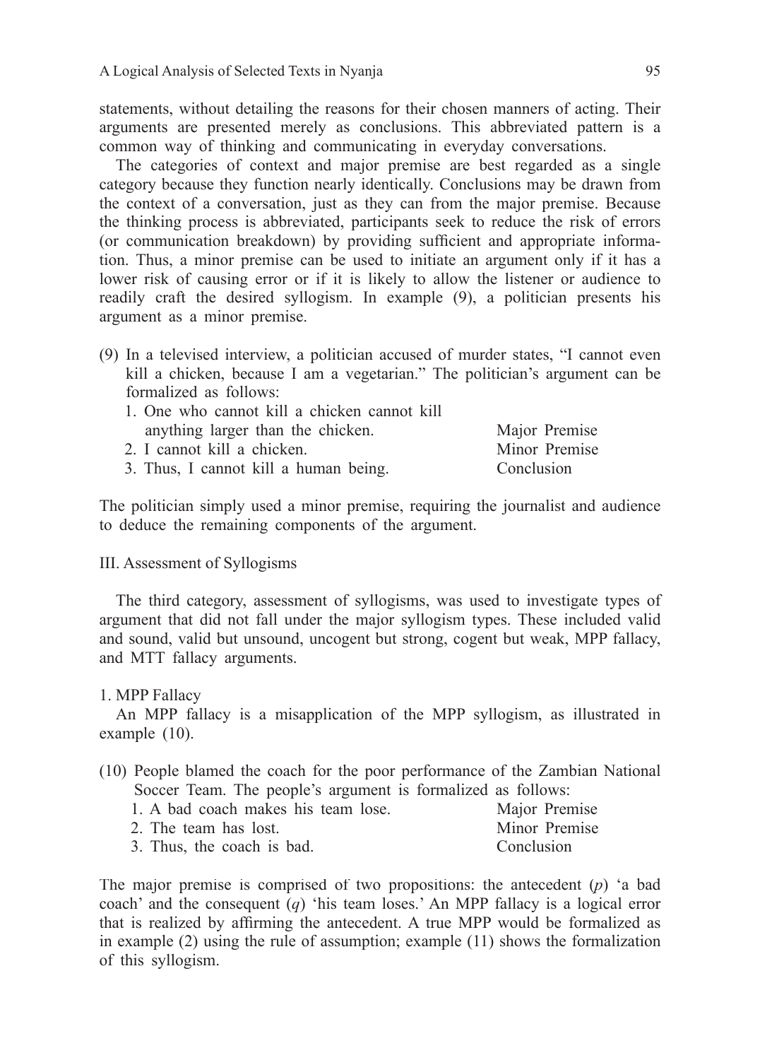statements, without detailing the reasons for their chosen manners of acting. Their arguments are presented merely as conclusions. This abbreviated pattern is a common way of thinking and communicating in everyday conversations.

The categories of context and major premise are best regarded as a single category because they function nearly identically. Conclusions may be drawn from the context of a conversation, just as they can from the major premise. Because the thinking process is abbreviated, participants seek to reduce the risk of errors (or communication breakdown) by providing sufficient and appropriate information. Thus, a minor premise can be used to initiate an argument only if it has a lower risk of causing error or if it is likely to allow the listener or audience to readily craft the desired syllogism. In example (9), a politician presents his argument as a minor premise.

(9) In a televised interview, a politician accused of murder states, "I cannot even kill a chicken, because I am a vegetarian." The politician's argument can be formalized as follows:

| | |
|---|---|
| 1. One who cannot kill a chicken cannot kill anything larger than the chicken. | Major Premise |
| 2. I cannot kill a chicken. | Minor Premise |
| 3. Thus, I cannot kill a human being. | Conclusion |

The politician simply used a minor premise, requiring the journalist and audience to deduce the remaining components of the argument.

III. Assessment of Syllogisms

The third category, assessment of syllogisms, was used to investigate types of argument that did not fall under the major syllogism types. These included valid and sound, valid but unsound, uncogent but strong, cogent but weak, MPP fallacy, and MTT fallacy arguments.

1. MPP Fallacy

An MPP fallacy is a misapplication of the MPP syllogism, as illustrated in example (10).

(10) People blamed the coach for the poor performance of the Zambian National Soccer Team. The people's argument is formalized as follows:

| | |
|---|---|
| 1. A bad coach makes his team lose. | Major Premise |
| 2. The team has lost. | Minor Premise |
| 3. Thus, the coach is bad. | Conclusion |

The major premise is comprised of two propositions: the antecedent ($p$) 'a bad coach' and the consequent ($q$) 'his team loses.' An MPP fallacy is a logical error that is realized by affirming the antecedent. A true MPP would be formalized as in example (2) using the rule of assumption; example (11) shows the formalization of this syllogism.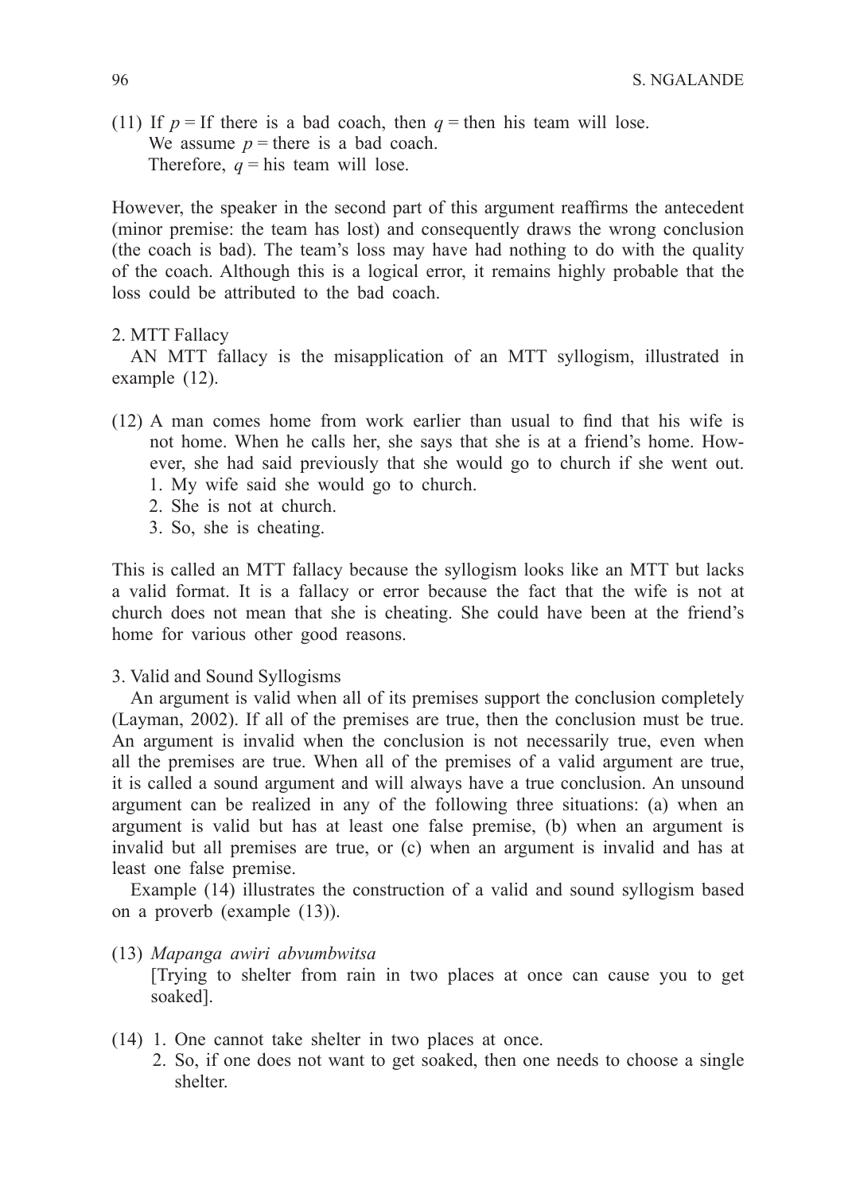(11) If $p$ = If there is a bad coach, then $q$ = then his team will lose.
We assume $p$ = there is a bad coach.
Therefore, $q$ = his team will lose.

However, the speaker in the second part of this argument reaffirms the antecedent (minor premise: the team has lost) and consequently draws the wrong conclusion (the coach is bad). The team's loss may have had nothing to do with the quality of the coach. Although this is a logical error, it remains highly probable that the loss could be attributed to the bad coach.

2. MTT Fallacy

AN MTT fallacy is the misapplication of an MTT syllogism, illustrated in example (12).

(12) A man comes home from work earlier than usual to find that his wife is not home. When he calls her, she says that she is at a friend's home. However, she had said previously that she would go to church if she went out.
1. My wife said she would go to church.
2. She is not at church.
3. So, she is cheating.

This is called an MTT fallacy because the syllogism looks like an MTT but lacks a valid format. It is a fallacy or error because the fact that the wife is not at church does not mean that she is cheating. She could have been at the friend's home for various other good reasons.

3. Valid and Sound Syllogisms

An argument is valid when all of its premises support the conclusion completely (Layman, 2002). If all of the premises are true, then the conclusion must be true. An argument is invalid when the conclusion is not necessarily true, even when all the premises are true. When all of the premises of a valid argument are true, it is called a sound argument and will always have a true conclusion. An unsound argument can be realized in any of the following three situations: (a) when an argument is valid but has at least one false premise, (b) when an argument is invalid but all premises are true, or (c) when an argument is invalid and has at least one false premise.

Example (14) illustrates the construction of a valid and sound syllogism based on a proverb (example (13)).

(13) *Mapanga awiri abvumbwitsa*
[Trying to shelter from rain in two places at once can cause you to get soaked].

(14) 1. One cannot take shelter in two places at once.
2. So, if one does not want to get soaked, then one needs to choose a single shelter.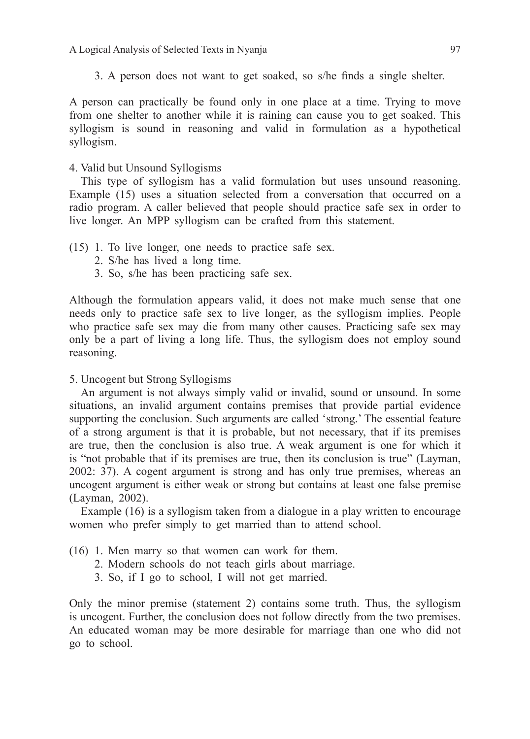3. A person does not want to get soaked, so s/he finds a single shelter.

A person can practically be found only in one place at a time. Trying to move from one shelter to another while it is raining can cause you to get soaked. This syllogism is sound in reasoning and valid in formulation as a hypothetical syllogism.

4. Valid but Unsound Syllogisms

This type of syllogism has a valid formulation but uses unsound reasoning. Example (15) uses a situation selected from a conversation that occurred on a radio program. A caller believed that people should practice safe sex in order to live longer. An MPP syllogism can be crafted from this statement.

(15) 1. To live longer, one needs to practice safe sex.
 2. S/he has lived a long time.
 3. So, s/he has been practicing safe sex.

Although the formulation appears valid, it does not make much sense that one needs only to practice safe sex to live longer, as the syllogism implies. People who practice safe sex may die from many other causes. Practicing safe sex may only be a part of living a long life. Thus, the syllogism does not employ sound reasoning.

5. Uncogent but Strong Syllogisms

An argument is not always simply valid or invalid, sound or unsound. In some situations, an invalid argument contains premises that provide partial evidence supporting the conclusion. Such arguments are called 'strong.' The essential feature of a strong argument is that it is probable, but not necessary, that if its premises are true, then the conclusion is also true. A weak argument is one for which it is "not probable that if its premises are true, then its conclusion is true" (Layman, 2002: 37). A cogent argument is strong and has only true premises, whereas an uncogent argument is either weak or strong but contains at least one false premise (Layman, 2002).

Example (16) is a syllogism taken from a dialogue in a play written to encourage women who prefer simply to get married than to attend school.

(16) 1. Men marry so that women can work for them.
 2. Modern schools do not teach girls about marriage.
 3. So, if I go to school, I will not get married.

Only the minor premise (statement 2) contains some truth. Thus, the syllogism is uncogent. Further, the conclusion does not follow directly from the two premises. An educated woman may be more desirable for marriage than one who did not go to school.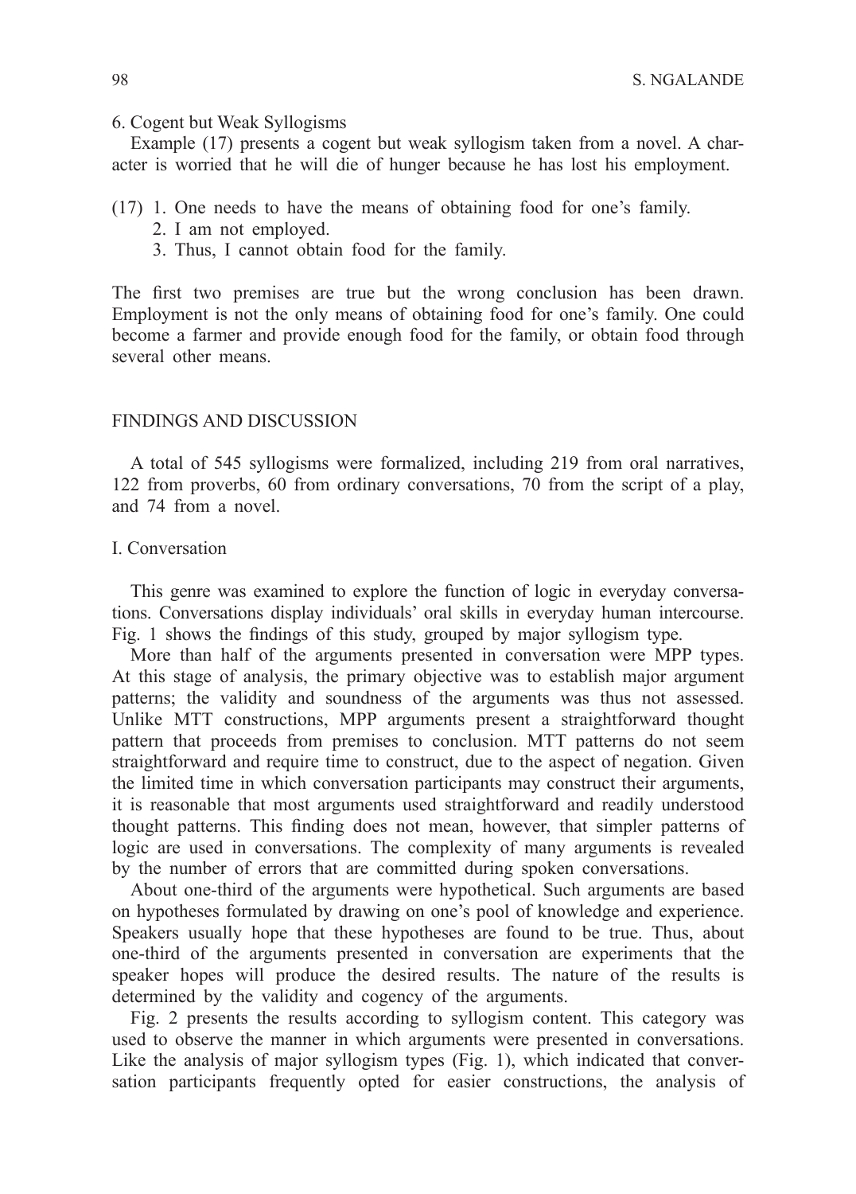6. Cogent but Weak Syllogisms

Example (17) presents a cogent but weak syllogism taken from a novel. A character is worried that he will die of hunger because he has lost his employment.

(17) 1. One needs to have the means of obtaining food for one's family.
  2. I am not employed.
  3. Thus, I cannot obtain food for the family.

The first two premises are true but the wrong conclusion has been drawn. Employment is not the only means of obtaining food for one's family. One could become a farmer and provide enough food for the family, or obtain food through several other means.

## FINDINGS AND DISCUSSION

A total of 545 syllogisms were formalized, including 219 from oral narratives, 122 from proverbs, 60 from ordinary conversations, 70 from the script of a play, and 74 from a novel.

### I. Conversation

This genre was examined to explore the function of logic in everyday conversations. Conversations display individuals' oral skills in everyday human intercourse. Fig. 1 shows the findings of this study, grouped by major syllogism type.

More than half of the arguments presented in conversation were MPP types. At this stage of analysis, the primary objective was to establish major argument patterns; the validity and soundness of the arguments was thus not assessed. Unlike MTT constructions, MPP arguments present a straightforward thought pattern that proceeds from premises to conclusion. MTT patterns do not seem straightforward and require time to construct, due to the aspect of negation. Given the limited time in which conversation participants may construct their arguments, it is reasonable that most arguments used straightforward and readily understood thought patterns. This finding does not mean, however, that simpler patterns of logic are used in conversations. The complexity of many arguments is revealed by the number of errors that are committed during spoken conversations.

About one-third of the arguments were hypothetical. Such arguments are based on hypotheses formulated by drawing on one's pool of knowledge and experience. Speakers usually hope that these hypotheses are found to be true. Thus, about one-third of the arguments presented in conversation are experiments that the speaker hopes will produce the desired results. The nature of the results is determined by the validity and cogency of the arguments.

Fig. 2 presents the results according to syllogism content. This category was used to observe the manner in which arguments were presented in conversations. Like the analysis of major syllogism types (Fig. 1), which indicated that conversation participants frequently opted for easier constructions, the analysis of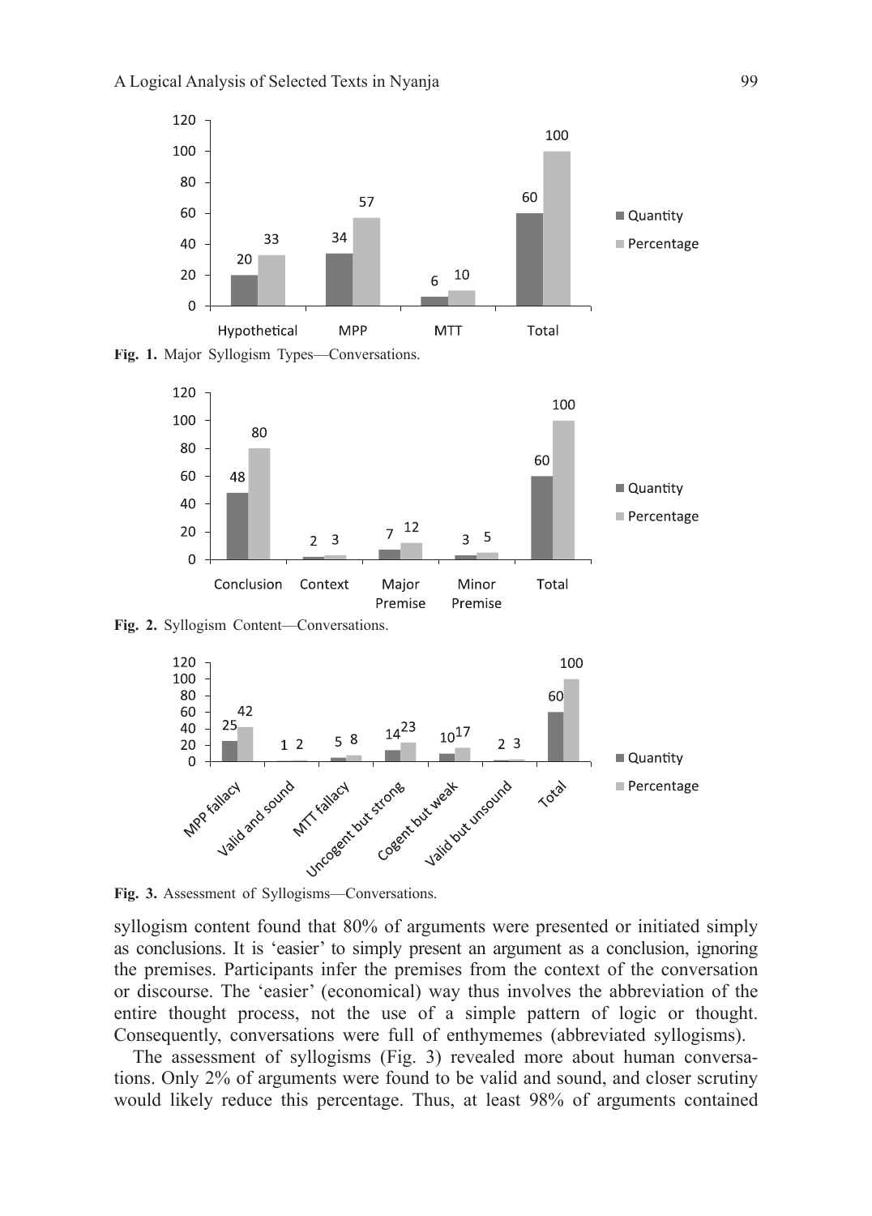| | Hypothetical | MPP | MTT | Total |
|---|---|---|---|---|
| Quantity | 20 | 34 | 6 | 60 |
| Percentage | 33 | 57 | 10 | 100 |

**Fig. 1.** Major Syllogism Types—Conversations.

| | Conclusion | Context | Major Premise | Minor Premise | Total |
|---|---|---|---|---|---|
| Quantity | 48 | 2 | 7 | 3 | 60 |
| Percentage | 80 | 3 | 12 | 5 | 100 |

**Fig. 2.** Syllogism Content—Conversations.

| | MPP fallacy | Valid and sound | MTT fallacy | Uncogent but strong | Cogent but weak | Valid but unsound | Total |
|---|---|---|---|---|---|---|---|
| Quantity | 25 | 1 | 5 | 14 | 10 | 2 | 60 |
| Percentage | 42 | 2 | 8 | 23 | 17 | 3 | 100 |

**Fig. 3.** Assessment of Syllogisms—Conversations.

syllogism content found that 80% of arguments were presented or initiated simply as conclusions. It is 'easier' to simply present an argument as a conclusion, ignoring the premises. Participants infer the premises from the context of the conversation or discourse. The 'easier' (economical) way thus involves the abbreviation of the entire thought process, not the use of a simple pattern of logic or thought. Consequently, conversations were full of enthymemes (abbreviated syllogisms).

The assessment of syllogisms (Fig. 3) revealed more about human conversations. Only 2% of arguments were found to be valid and sound, and closer scrutiny would likely reduce this percentage. Thus, at least 98% of arguments contained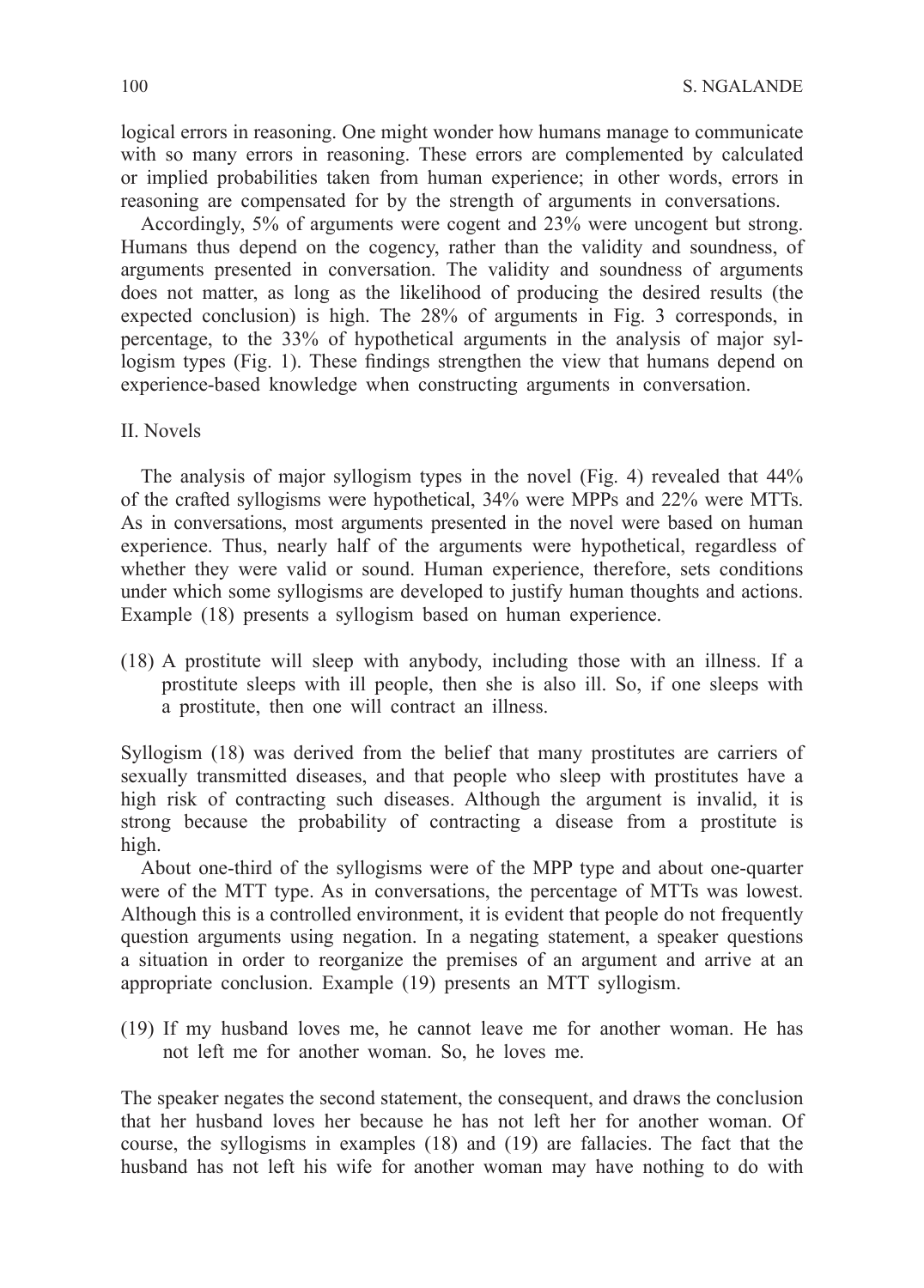logical errors in reasoning. One might wonder how humans manage to communicate with so many errors in reasoning. These errors are complemented by calculated or implied probabilities taken from human experience; in other words, errors in reasoning are compensated for by the strength of arguments in conversations.

Accordingly, 5% of arguments were cogent and 23% were uncogent but strong. Humans thus depend on the cogency, rather than the validity and soundness, of arguments presented in conversation. The validity and soundness of arguments does not matter, as long as the likelihood of producing the desired results (the expected conclusion) is high. The 28% of arguments in Fig. 3 corresponds, in percentage, to the 33% of hypothetical arguments in the analysis of major syllogism types (Fig. 1). These findings strengthen the view that humans depend on experience-based knowledge when constructing arguments in conversation.

### II. Novels

The analysis of major syllogism types in the novel (Fig. 4) revealed that 44% of the crafted syllogisms were hypothetical, 34% were MPPs and 22% were MTTs. As in conversations, most arguments presented in the novel were based on human experience. Thus, nearly half of the arguments were hypothetical, regardless of whether they were valid or sound. Human experience, therefore, sets conditions under which some syllogisms are developed to justify human thoughts and actions. Example (18) presents a syllogism based on human experience.

(18) A prostitute will sleep with anybody, including those with an illness. If a prostitute sleeps with ill people, then she is also ill. So, if one sleeps with a prostitute, then one will contract an illness.

Syllogism (18) was derived from the belief that many prostitutes are carriers of sexually transmitted diseases, and that people who sleep with prostitutes have a high risk of contracting such diseases. Although the argument is invalid, it is strong because the probability of contracting a disease from a prostitute is high.

About one-third of the syllogisms were of the MPP type and about one-quarter were of the MTT type. As in conversations, the percentage of MTTs was lowest. Although this is a controlled environment, it is evident that people do not frequently question arguments using negation. In a negating statement, a speaker questions a situation in order to reorganize the premises of an argument and arrive at an appropriate conclusion. Example (19) presents an MTT syllogism.

(19) If my husband loves me, he cannot leave me for another woman. He has not left me for another woman. So, he loves me.

The speaker negates the second statement, the consequent, and draws the conclusion that her husband loves her because he has not left her for another woman. Of course, the syllogisms in examples (18) and (19) are fallacies. The fact that the husband has not left his wife for another woman may have nothing to do with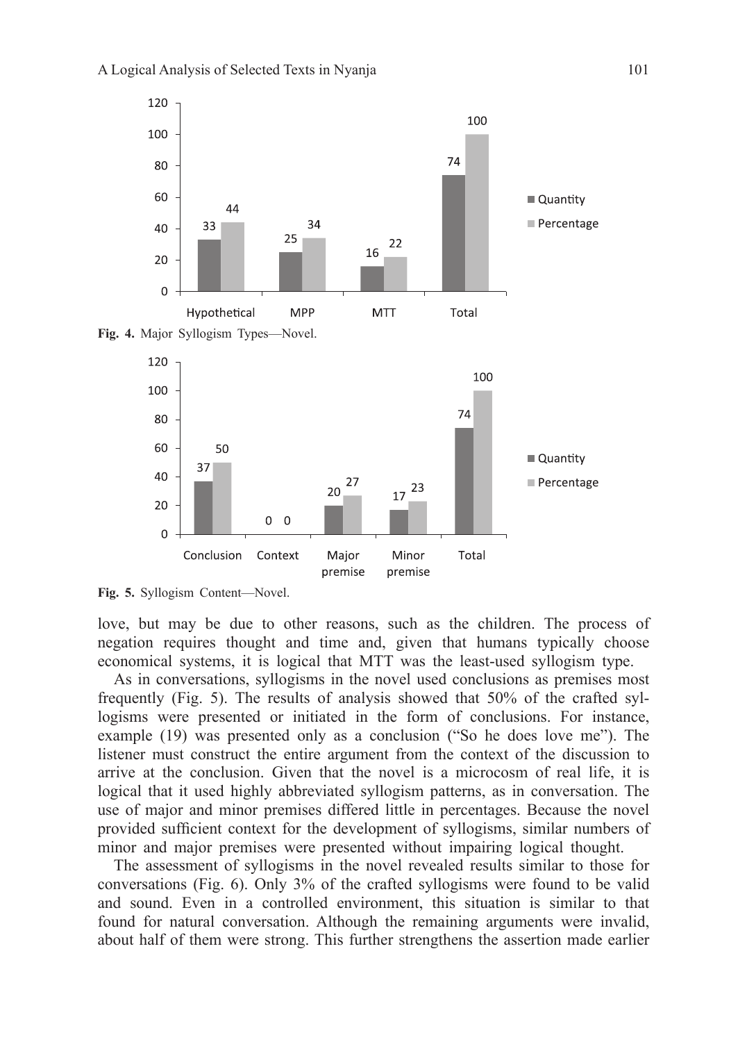**Fig. 4.** Major Syllogism Types—Novel.

**Fig. 5.** Syllogism Content—Novel.

love, but may be due to other reasons, such as the children. The process of negation requires thought and time and, given that humans typically choose economical systems, it is logical that MTT was the least-used syllogism type.

As in conversations, syllogisms in the novel used conclusions as premises most frequently (Fig. 5). The results of analysis showed that 50% of the crafted syllogisms were presented or initiated in the form of conclusions. For instance, example (19) was presented only as a conclusion ("So he does love me"). The listener must construct the entire argument from the context of the discussion to arrive at the conclusion. Given that the novel is a microcosm of real life, it is logical that it used highly abbreviated syllogism patterns, as in conversation. The use of major and minor premises differed little in percentages. Because the novel provided sufficient context for the development of syllogisms, similar numbers of minor and major premises were presented without impairing logical thought.

The assessment of syllogisms in the novel revealed results similar to those for conversations (Fig. 6). Only 3% of the crafted syllogisms were found to be valid and sound. Even in a controlled environment, this situation is similar to that found for natural conversation. Although the remaining arguments were invalid, about half of them were strong. This further strengthens the assertion made earlier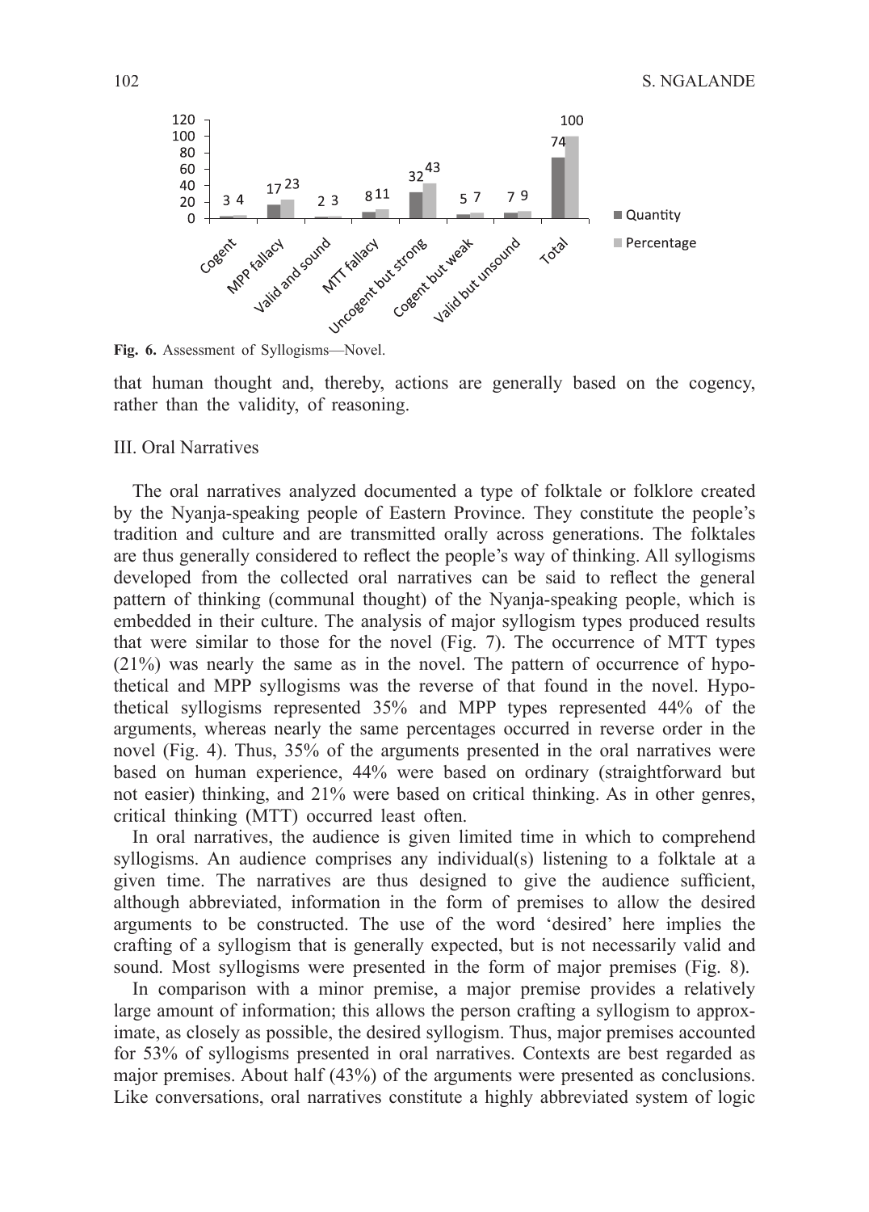Fig. 6. Assessment of Syllogisms—Novel.

that human thought and, thereby, actions are generally based on the cogency, rather than the validity, of reasoning.

III. Oral Narratives

The oral narratives analyzed documented a type of folktale or folklore created by the Nyanja-speaking people of Eastern Province. They constitute the people's tradition and culture and are transmitted orally across generations. The folktales are thus generally considered to reflect the people's way of thinking. All syllogisms developed from the collected oral narratives can be said to reflect the general pattern of thinking (communal thought) of the Nyanja-speaking people, which is embedded in their culture. The analysis of major syllogism types produced results that were similar to those for the novel (Fig. 7). The occurrence of MTT types (21%) was nearly the same as in the novel. The pattern of occurrence of hypothetical and MPP syllogisms was the reverse of that found in the novel. Hypothetical syllogisms represented 35% and MPP types represented 44% of the arguments, whereas nearly the same percentages occurred in reverse order in the novel (Fig. 4). Thus, 35% of the arguments presented in the oral narratives were based on human experience, 44% were based on ordinary (straightforward but not easier) thinking, and 21% were based on critical thinking. As in other genres, critical thinking (MTT) occurred least often.

In oral narratives, the audience is given limited time in which to comprehend syllogisms. An audience comprises any individual(s) listening to a folktale at a given time. The narratives are thus designed to give the audience sufficient, although abbreviated, information in the form of premises to allow the desired arguments to be constructed. The use of the word 'desired' here implies the crafting of a syllogism that is generally expected, but is not necessarily valid and sound. Most syllogisms were presented in the form of major premises (Fig. 8).

In comparison with a minor premise, a major premise provides a relatively large amount of information; this allows the person crafting a syllogism to approximate, as closely as possible, the desired syllogism. Thus, major premises accounted for 53% of syllogisms presented in oral narratives. Contexts are best regarded as major premises. About half (43%) of the arguments were presented as conclusions. Like conversations, oral narratives constitute a highly abbreviated system of logic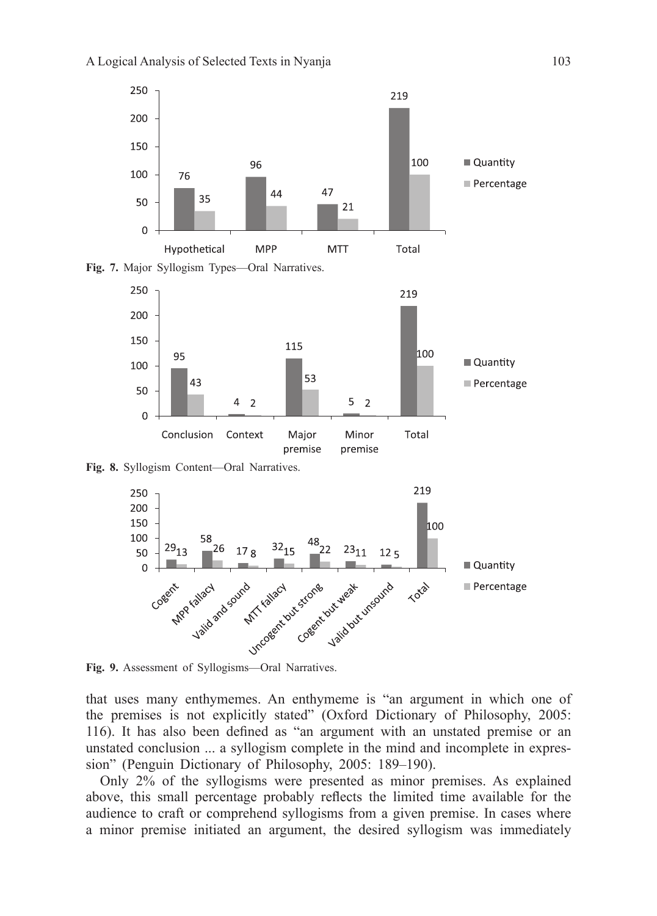| | Hypothetical | MPP | MTT | Total |
|---|---|---|---|---|
| Quantity | 76 | 96 | 47 | 219 |
| Percentage | 35 | 44 | 21 | 100 |

**Fig. 7.** Major Syllogism Types—Oral Narratives.

| | Conclusion | Context | Major premise | Minor premise | Total |
|---|---|---|---|---|---|
| Quantity | 95 | 4 | 115 | 5 | 219 |
| Percentage | 43 | 2 | 53 | 2 | 100 |

**Fig. 8.** Syllogism Content—Oral Narratives.

| | Cogent | MPP fallacy | Valid and sound | MTT fallacy | Uncogent but strong | Cogent but weak | Valid but unsound | Total |
|---|---|---|---|---|---|---|---|---|
| Quantity | 29 | 58 | 17 | 32 | 48 | 23 | 12 | 219 |
| Percentage | 13 | 26 | 8 | 15 | 22 | 11 | 5 | 100 |

**Fig. 9.** Assessment of Syllogisms—Oral Narratives.

that uses many enthymemes. An enthymeme is "an argument in which one of the premises is not explicitly stated" (Oxford Dictionary of Philosophy, 2005: 116). It has also been defined as "an argument with an unstated premise or an unstated conclusion ... a syllogism complete in the mind and incomplete in expression" (Penguin Dictionary of Philosophy, 2005: 189–190).

Only 2% of the syllogisms were presented as minor premises. As explained above, this small percentage probably reflects the limited time available for the audience to craft or comprehend syllogisms from a given premise. In cases where a minor premise initiated an argument, the desired syllogism was immediately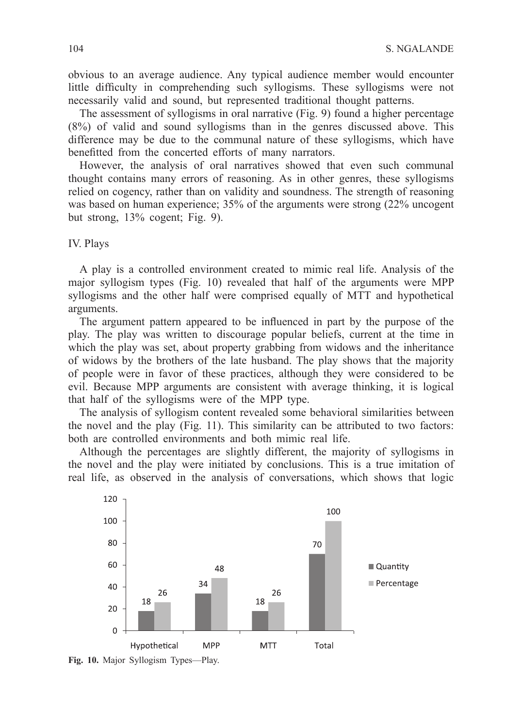obvious to an average audience. Any typical audience member would encounter little difficulty in comprehending such syllogisms. These syllogisms were not necessarily valid and sound, but represented traditional thought patterns.

The assessment of syllogisms in oral narrative (Fig. 9) found a higher percentage (8%) of valid and sound syllogisms than in the genres discussed above. This difference may be due to the communal nature of these syllogisms, which have benefitted from the concerted efforts of many narrators.

However, the analysis of oral narratives showed that even such communal thought contains many errors of reasoning. As in other genres, these syllogisms relied on cogency, rather than on validity and soundness. The strength of reasoning was based on human experience; 35% of the arguments were strong (22% uncogent but strong, 13% cogent; Fig. 9).

## IV. Plays

A play is a controlled environment created to mimic real life. Analysis of the major syllogism types (Fig. 10) revealed that half of the arguments were MPP syllogisms and the other half were comprised equally of MTT and hypothetical arguments.

The argument pattern appeared to be influenced in part by the purpose of the play. The play was written to discourage popular beliefs, current at the time in which the play was set, about property grabbing from widows and the inheritance of widows by the brothers of the late husband. The play shows that the majority of people were in favor of these practices, although they were considered to be evil. Because MPP arguments are consistent with average thinking, it is logical that half of the syllogisms were of the MPP type.

The analysis of syllogism content revealed some behavioral similarities between the novel and the play (Fig. 11). This similarity can be attributed to two factors: both are controlled environments and both mimic real life.

Although the percentages are slightly different, the majority of syllogisms in the novel and the play were initiated by conclusions. This is a true imitation of real life, as observed in the analysis of conversations, which shows that logic

| | Hypothetical | MPP | MTT | Total |
|---|---|---|---|---|
| Quantity | 18 | 34 | 18 | 70 |
| Percentage | 26 | 48 | 26 | 100 |

**Fig. 10.** Major Syllogism Types—Play.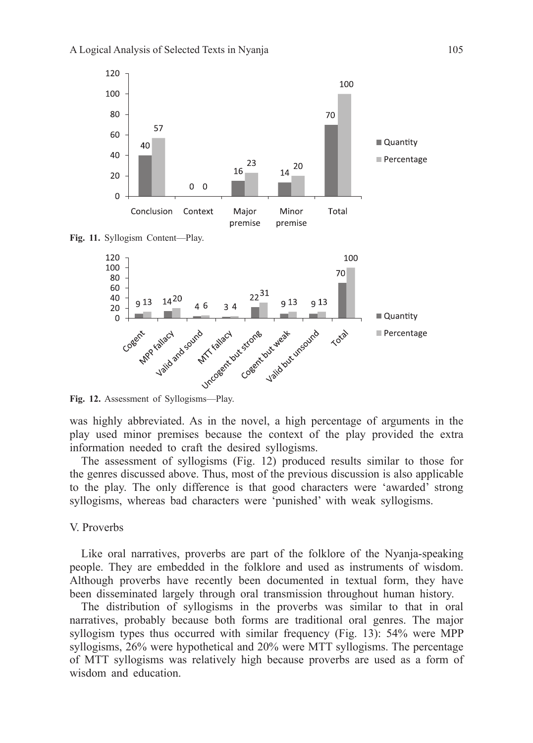Fig. 11. Syllogism Content—Play.

Fig. 12. Assessment of Syllogisms—Play.

was highly abbreviated. As in the novel, a high percentage of arguments in the play used minor premises because the context of the play provided the extra information needed to craft the desired syllogisms.

The assessment of syllogisms (Fig. 12) produced results similar to those for the genres discussed above. Thus, most of the previous discussion is also applicable to the play. The only difference is that good characters were 'awarded' strong syllogisms, whereas bad characters were 'punished' with weak syllogisms.

## V. Proverbs

Like oral narratives, proverbs are part of the folklore of the Nyanja-speaking people. They are embedded in the folklore and used as instruments of wisdom. Although proverbs have recently been documented in textual form, they have been disseminated largely through oral transmission throughout human history.

The distribution of syllogisms in the proverbs was similar to that in oral narratives, probably because both forms are traditional oral genres. The major syllogism types thus occurred with similar frequency (Fig. 13): 54% were MPP syllogisms, 26% were hypothetical and 20% were MTT syllogisms. The percentage of MTT syllogisms was relatively high because proverbs are used as a form of wisdom and education.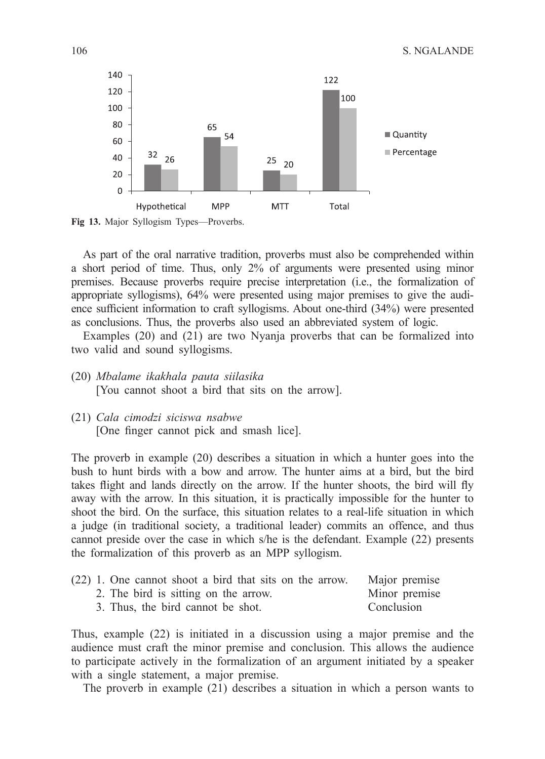| | Hypothetical | MPP | MTT | Total |
|---|---|---|---|---|
| Quantity | 32 | 65 | 25 | 122 |
| Percentage | 26 | 54 | 20 | 100 |

**Fig 13.** Major Syllogism Types—Proverbs.

As part of the oral narrative tradition, proverbs must also be comprehended within a short period of time. Thus, only 2% of arguments were presented using minor premises. Because proverbs require precise interpretation (i.e., the formalization of appropriate syllogisms), 64% were presented using major premises to give the audience sufficient information to craft syllogisms. About one-third (34%) were presented as conclusions. Thus, the proverbs also used an abbreviated system of logic.

Examples (20) and (21) are two Nyanja proverbs that can be formalized into two valid and sound syllogisms.

(20) *Mbalame ikakhala pauta siilasika*
[You cannot shoot a bird that sits on the arrow].

(21) *Cala cimodzi siciswa nsabwe*
[One finger cannot pick and smash lice].

The proverb in example (20) describes a situation in which a hunter goes into the bush to hunt birds with a bow and arrow. The hunter aims at a bird, but the bird takes flight and lands directly on the arrow. If the hunter shoots, the bird will fly away with the arrow. In this situation, it is practically impossible for the hunter to shoot the bird. On the surface, this situation relates to a real-life situation in which a judge (in traditional society, a traditional leader) commits an offence, and thus cannot preside over the case in which s/he is the defendant. Example (22) presents the formalization of this proverb as an MPP syllogism.

| (22) | | |
|---|---|---|
| 1. | One cannot shoot a bird that sits on the arrow. | Major premise |
| 2. | The bird is sitting on the arrow. | Minor premise |
| 3. | Thus, the bird cannot be shot. | Conclusion |

Thus, example (22) is initiated in a discussion using a major premise and the audience must craft the minor premise and conclusion. This allows the audience to participate actively in the formalization of an argument initiated by a speaker with a single statement, a major premise.

The proverb in example (21) describes a situation in which a person wants to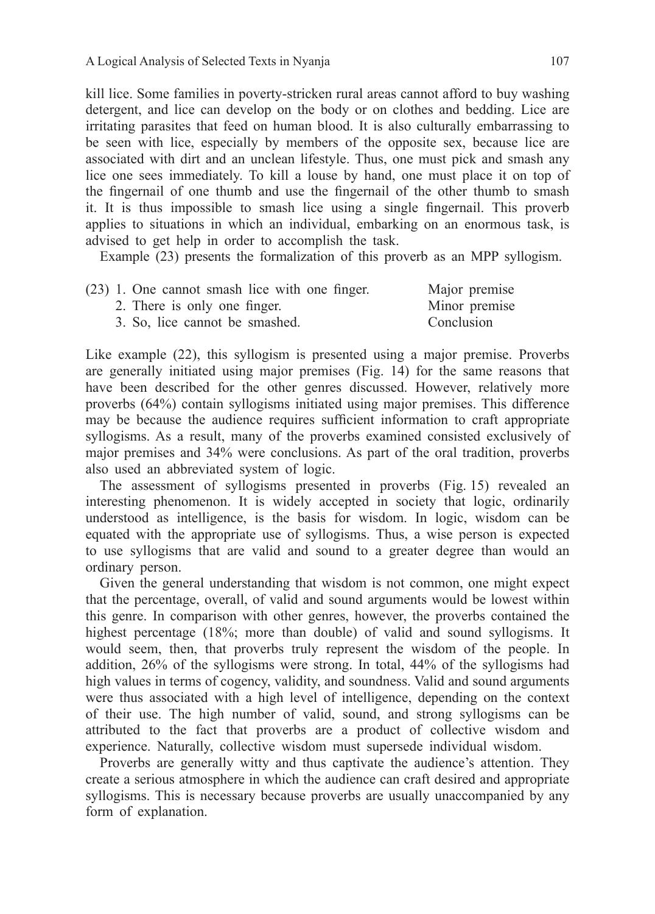kill lice. Some families in poverty-stricken rural areas cannot afford to buy washing detergent, and lice can develop on the body or on clothes and bedding. Lice are irritating parasites that feed on human blood. It is also culturally embarrassing to be seen with lice, especially by members of the opposite sex, because lice are associated with dirt and an unclean lifestyle. Thus, one must pick and smash any lice one sees immediately. To kill a louse by hand, one must place it on top of the fingernail of one thumb and use the fingernail of the other thumb to smash it. It is thus impossible to smash lice using a single fingernail. This proverb applies to situations in which an individual, embarking on an enormous task, is advised to get help in order to accomplish the task.

Example (23) presents the formalization of this proverb as an MPP syllogism.

| | | |
|---|---|---|
| (23) | 1. One cannot smash lice with one finger. | Major premise |
| | 2. There is only one finger. | Minor premise |
| | 3. So, lice cannot be smashed. | Conclusion |

Like example (22), this syllogism is presented using a major premise. Proverbs are generally initiated using major premises (Fig. 14) for the same reasons that have been described for the other genres discussed. However, relatively more proverbs (64%) contain syllogisms initiated using major premises. This difference may be because the audience requires sufficient information to craft appropriate syllogisms. As a result, many of the proverbs examined consisted exclusively of major premises and 34% were conclusions. As part of the oral tradition, proverbs also used an abbreviated system of logic.

The assessment of syllogisms presented in proverbs (Fig. 15) revealed an interesting phenomenon. It is widely accepted in society that logic, ordinarily understood as intelligence, is the basis for wisdom. In logic, wisdom can be equated with the appropriate use of syllogisms. Thus, a wise person is expected to use syllogisms that are valid and sound to a greater degree than would an ordinary person.

Given the general understanding that wisdom is not common, one might expect that the percentage, overall, of valid and sound arguments would be lowest within this genre. In comparison with other genres, however, the proverbs contained the highest percentage (18%; more than double) of valid and sound syllogisms. It would seem, then, that proverbs truly represent the wisdom of the people. In addition, 26% of the syllogisms were strong. In total, 44% of the syllogisms had high values in terms of cogency, validity, and soundness. Valid and sound arguments were thus associated with a high level of intelligence, depending on the context of their use. The high number of valid, sound, and strong syllogisms can be attributed to the fact that proverbs are a product of collective wisdom and experience. Naturally, collective wisdom must supersede individual wisdom.

Proverbs are generally witty and thus captivate the audience's attention. They create a serious atmosphere in which the audience can craft desired and appropriate syllogisms. This is necessary because proverbs are usually unaccompanied by any form of explanation.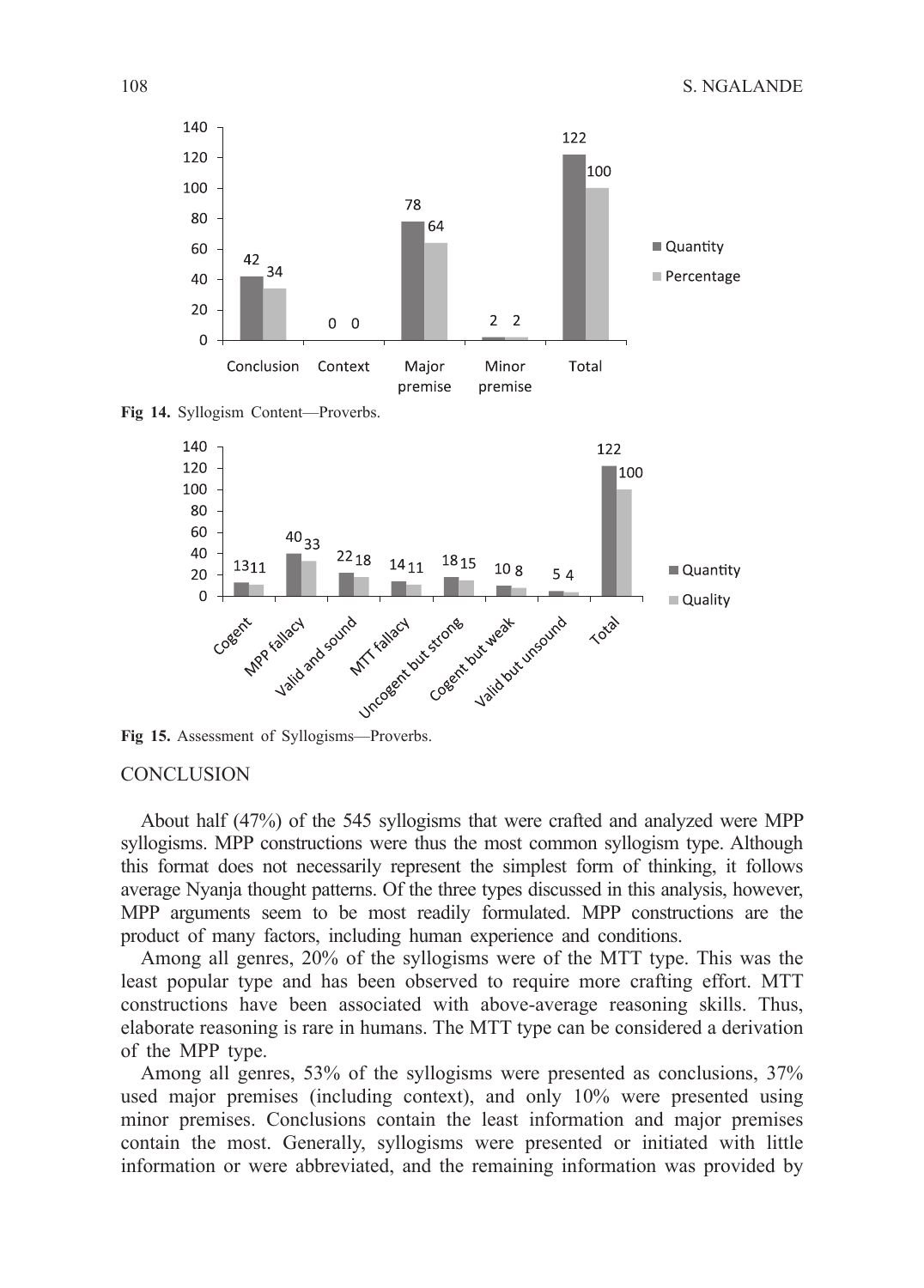**Fig 14.** Syllogism Content—Proverbs.

**Fig 15.** Assessment of Syllogisms—Proverbs.

## CONCLUSION

About half (47%) of the 545 syllogisms that were crafted and analyzed were MPP syllogisms. MPP constructions were thus the most common syllogism type. Although this format does not necessarily represent the simplest form of thinking, it follows average Nyanja thought patterns. Of the three types discussed in this analysis, however, MPP arguments seem to be most readily formulated. MPP constructions are the product of many factors, including human experience and conditions.

Among all genres, 20% of the syllogisms were of the MTT type. This was the least popular type and has been observed to require more crafting effort. MTT constructions have been associated with above-average reasoning skills. Thus, elaborate reasoning is rare in humans. The MTT type can be considered a derivation of the MPP type.

Among all genres, 53% of the syllogisms were presented as conclusions, 37% used major premises (including context), and only 10% were presented using minor premises. Conclusions contain the least information and major premises contain the most. Generally, syllogisms were presented or initiated with little information or were abbreviated, and the remaining information was provided by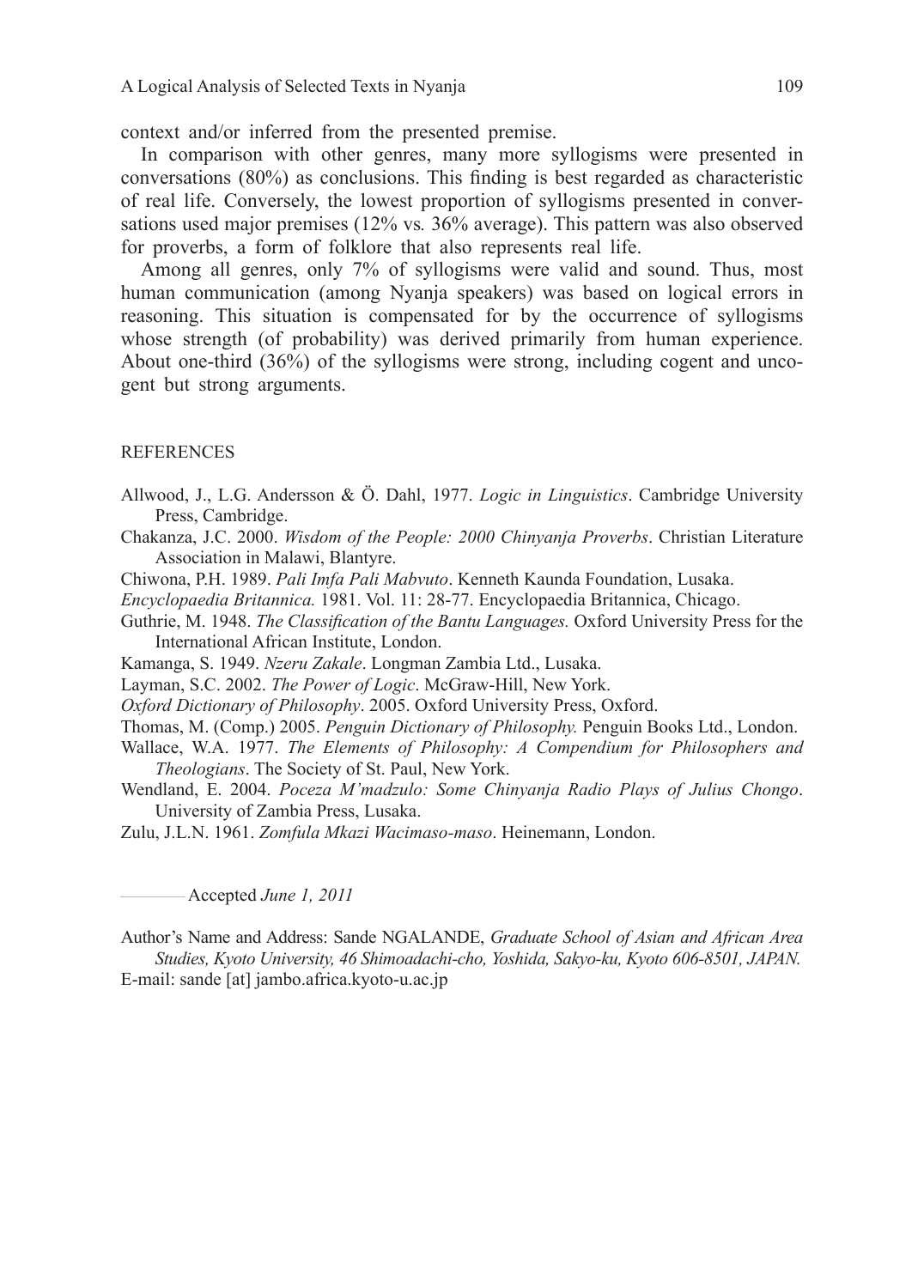context and/or inferred from the presented premise.

In comparison with other genres, many more syllogisms were presented in conversations (80%) as conclusions. This finding is best regarded as characteristic of real life. Conversely, the lowest proportion of syllogisms presented in conversations used major premises (12% vs. 36% average). This pattern was also observed for proverbs, a form of folklore that also represents real life.

Among all genres, only 7% of syllogisms were valid and sound. Thus, most human communication (among Nyanja speakers) was based on logical errors in reasoning. This situation is compensated for by the occurrence of syllogisms whose strength (of probability) was derived primarily from human experience. About one-third (36%) of the syllogisms were strong, including cogent and uncogent but strong arguments.

## REFERENCES

Allwood, J., L.G. Andersson & Ö. Dahl, 1977. *Logic in Linguistics*. Cambridge University Press, Cambridge.

Chakanza, J.C. 2000. *Wisdom of the People: 2000 Chinyanja Proverbs*. Christian Literature Association in Malawi, Blantyre.

Chiwona, P.H. 1989. *Pali Imfa Pali Mabvuto*. Kenneth Kaunda Foundation, Lusaka.

*Encyclopaedia Britannica.* 1981. Vol. 11: 28-77. Encyclopaedia Britannica, Chicago.

Guthrie, M. 1948. *The Classification of the Bantu Languages.* Oxford University Press for the International African Institute, London.

Kamanga, S. 1949. *Nzeru Zakale*. Longman Zambia Ltd., Lusaka.

Layman, S.C. 2002. *The Power of Logic*. McGraw-Hill, New York.

*Oxford Dictionary of Philosophy*. 2005. Oxford University Press, Oxford.

Thomas, M. (Comp.) 2005. *Penguin Dictionary of Philosophy.* Penguin Books Ltd., London.

Wallace, W.A. 1977. *The Elements of Philosophy: A Compendium for Philosophers and Theologians*. The Society of St. Paul, New York.

Wendland, E. 2004. *Poceza M'madzulo: Some Chinyanja Radio Plays of Julius Chongo*. University of Zambia Press, Lusaka.

Zulu, J.L.N. 1961. *Zomfula Mkazi Wacimaso-maso*. Heinemann, London.

———— Accepted *June 1, 2011*

Author's Name and Address: Sande NGALANDE, *Graduate School of Asian and African Area Studies, Kyoto University, 46 Shimoadachi-cho, Yoshida, Sakyo-ku, Kyoto 606-8501, JAPAN.*
E-mail: sande [at] jambo.africa.kyoto-u.ac.jp